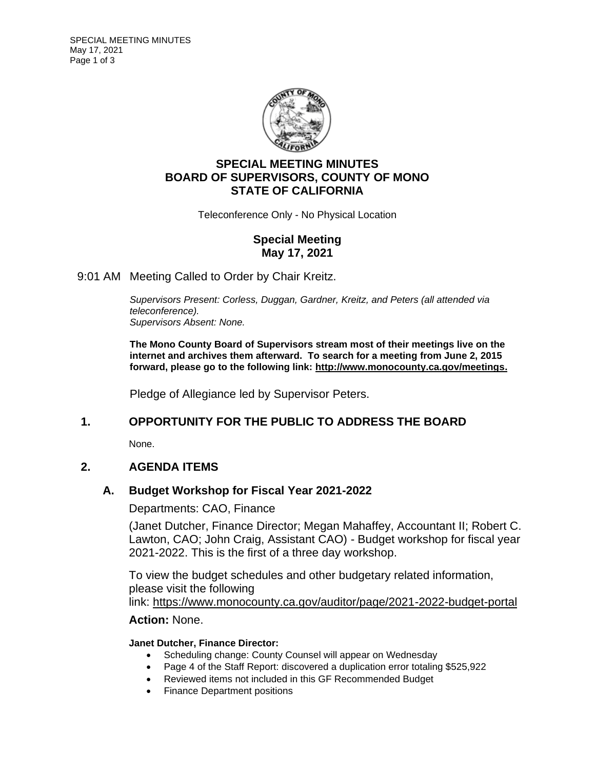# SPECIAL MEETING MINUTES
# BOARD OF SUPERVISORS, COUNTY OF MONO
# STATE OF CALIFORNIA

Teleconference Only - No Physical Location

## Special Meeting
## May 17, 2021

9:01 AM Meeting Called to Order by Chair Kreitz.

*Supervisors Present: Corless, Duggan, Gardner, Kreitz, and Peters (all attended via teleconference).*
*Supervisors Absent: None.*

**The Mono County Board of Supervisors stream most of their meetings live on the internet and archives them afterward. To search for a meeting from June 2, 2015 forward, please go to the following link: http://www.monocounty.ca.gov/meetings.**

Pledge of Allegiance led by Supervisor Peters.

## 1. OPPORTUNITY FOR THE PUBLIC TO ADDRESS THE BOARD

None.

## 2. AGENDA ITEMS

### A. Budget Workshop for Fiscal Year 2021-2022

Departments: CAO, Finance

(Janet Dutcher, Finance Director; Megan Mahaffey, Accountant II; Robert C. Lawton, CAO; John Craig, Assistant CAO) - Budget workshop for fiscal year 2021-2022. This is the first of a three day workshop.

To view the budget schedules and other budgetary related information, please visit the following link: https://www.monocounty.ca.gov/auditor/page/2021-2022-budget-portal

**Action:** None.

**Janet Dutcher, Finance Director:**

- Scheduling change: County Counsel will appear on Wednesday
- Page 4 of the Staff Report: discovered a duplication error totaling $525,922
- Reviewed items not included in this GF Recommended Budget
- Finance Department positions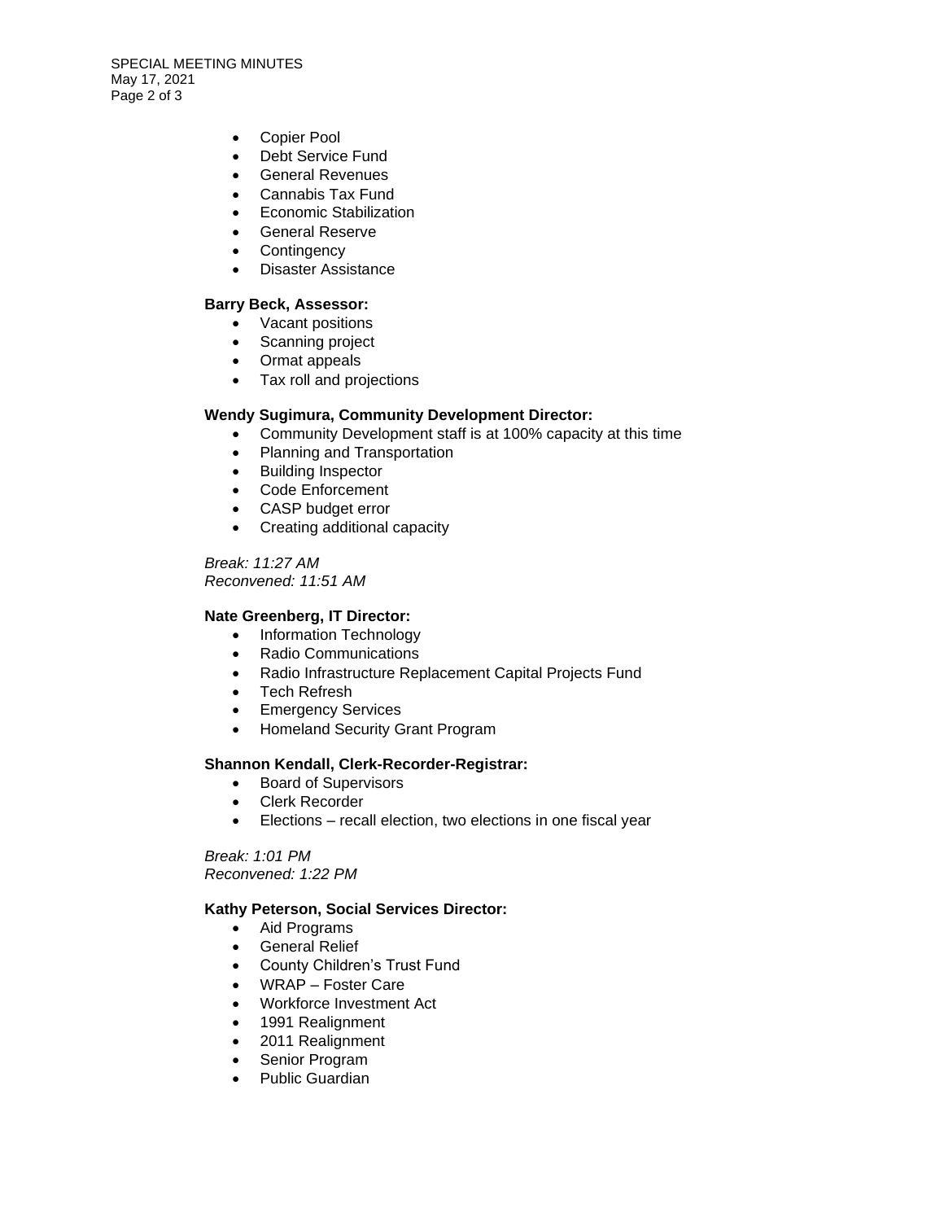- Copier Pool
- Debt Service Fund
- General Revenues
- Cannabis Tax Fund
- Economic Stabilization
- General Reserve
- Contingency
- Disaster Assistance

**Barry Beck, Assessor:**

- Vacant positions
- Scanning project
- Ormat appeals
- Tax roll and projections

**Wendy Sugimura, Community Development Director:**

- Community Development staff is at 100% capacity at this time
- Planning and Transportation
- Building Inspector
- Code Enforcement
- CASP budget error
- Creating additional capacity

*Break: 11:27 AM*
*Reconvened: 11:51 AM*

**Nate Greenberg, IT Director:**

- Information Technology
- Radio Communications
- Radio Infrastructure Replacement Capital Projects Fund
- Tech Refresh
- Emergency Services
- Homeland Security Grant Program

**Shannon Kendall, Clerk-Recorder-Registrar:**

- Board of Supervisors
- Clerk Recorder
- Elections – recall election, two elections in one fiscal year

*Break: 1:01 PM*
*Reconvened: 1:22 PM*

**Kathy Peterson, Social Services Director:**

- Aid Programs
- General Relief
- County Children's Trust Fund
- WRAP – Foster Care
- Workforce Investment Act
- 1991 Realignment
- 2011 Realignment
- Senior Program
- Public Guardian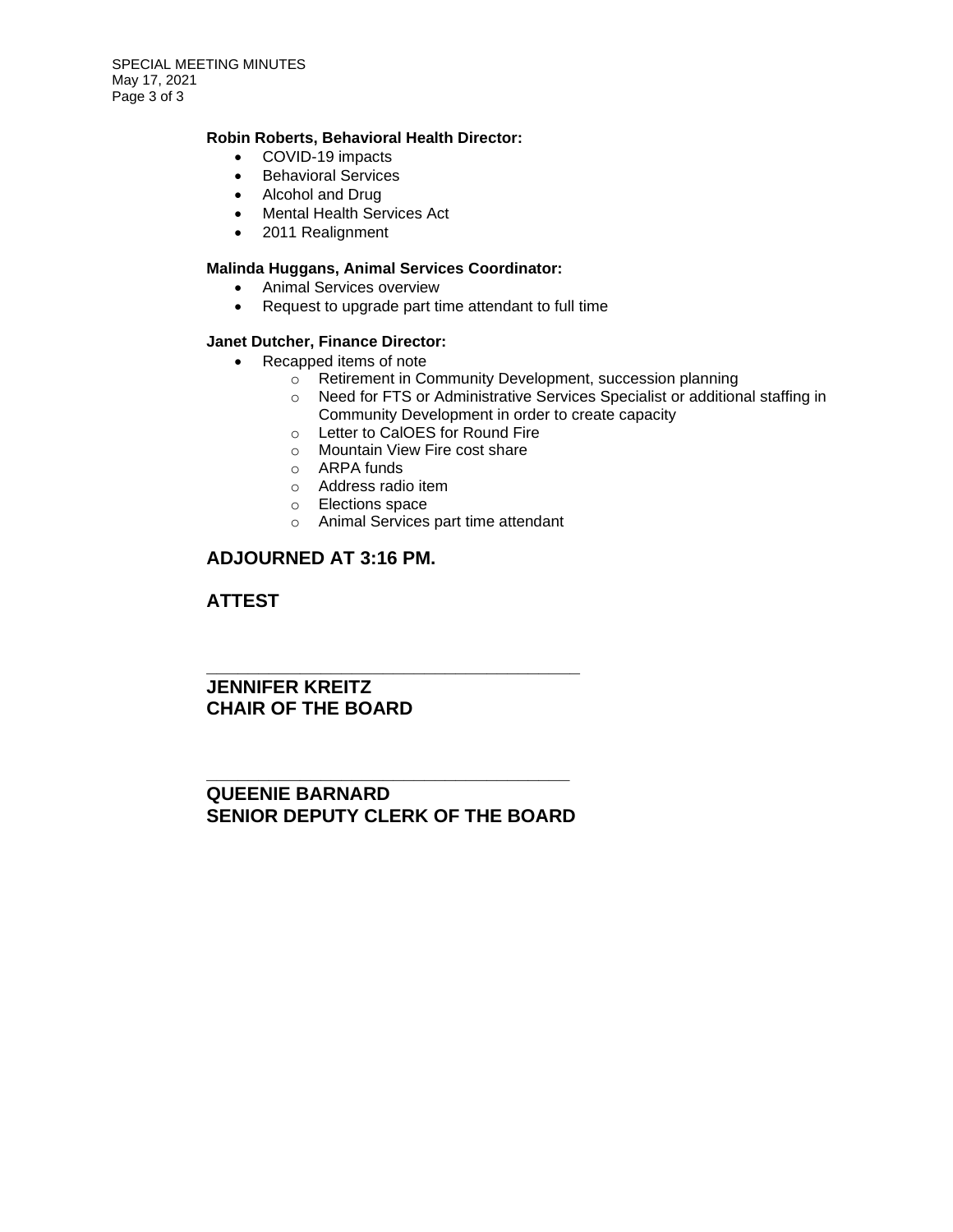**Robin Roberts, Behavioral Health Director:**

- COVID-19 impacts
- Behavioral Services
- Alcohol and Drug
- Mental Health Services Act
- 2011 Realignment

**Malinda Huggans, Animal Services Coordinator:**

- Animal Services overview
- Request to upgrade part time attendant to full time

**Janet Dutcher, Finance Director:**

- Recapped items of note
  - Retirement in Community Development, succession planning
  - Need for FTS or Administrative Services Specialist or additional staffing in Community Development in order to create capacity
  - Letter to CalOES for Round Fire
  - Mountain View Fire cost share
  - ARPA funds
  - Address radio item
  - Elections space
  - Animal Services part time attendant

## ADJOURNED AT 3:16 PM.

## ATTEST

\_\_\_\_\_\_\_\_\_\_\_\_\_\_\_\_\_\_\_\_\_\_\_\_\_\_\_\_\_\_\_\_\_\_\_\_\_\_\_\_

**JENNIFER KREITZ**
**CHAIR OF THE BOARD**

\_\_\_\_\_\_\_\_\_\_\_\_\_\_\_\_\_\_\_\_\_\_\_\_\_\_\_\_\_\_\_\_\_\_\_\_\_\_\_\_

**QUEENIE BARNARD**
**SENIOR DEPUTY CLERK OF THE BOARD**